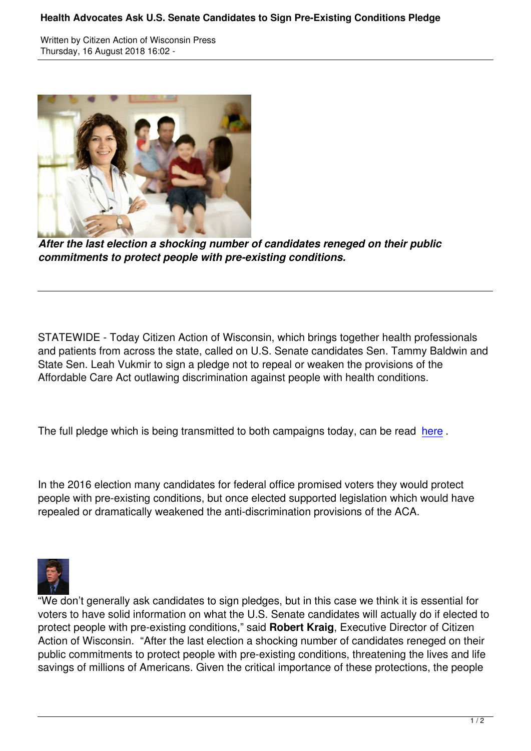# Health Advocates Ask U.S. Senate Candidates to Sign Pre-Existing Conditions Pledge

Written by Citizen Action of Wisconsin Press
Thursday, 16 August 2018 16:02 -

***After the last election a shocking number of candidates reneged on their public commitments to protect people with pre-existing conditions.***

---

STATEWIDE - Today Citizen Action of Wisconsin, which brings together health professionals and patients from across the state, called on U.S. Senate candidates Sen. Tammy Baldwin and State Sen. Leah Vukmir to sign a pledge not to repeal or weaken the provisions of the Affordable Care Act outlawing discrimination against people with health conditions.

The full pledge which is being transmitted to both campaigns today, can be read here .

In the 2016 election many candidates for federal office promised voters they would protect people with pre-existing conditions, but once elected supported legislation which would have repealed or dramatically weakened the anti-discrimination provisions of the ACA.

"We don't generally ask candidates to sign pledges, but in this case we think it is essential for voters to have solid information on what the U.S. Senate candidates will actually do if elected to protect people with pre-existing conditions," said **Robert Kraig**, Executive Director of Citizen Action of Wisconsin. "After the last election a shocking number of candidates reneged on their public commitments to protect people with pre-existing conditions, threatening the lives and life savings of millions of Americans. Given the critical importance of these protections, the people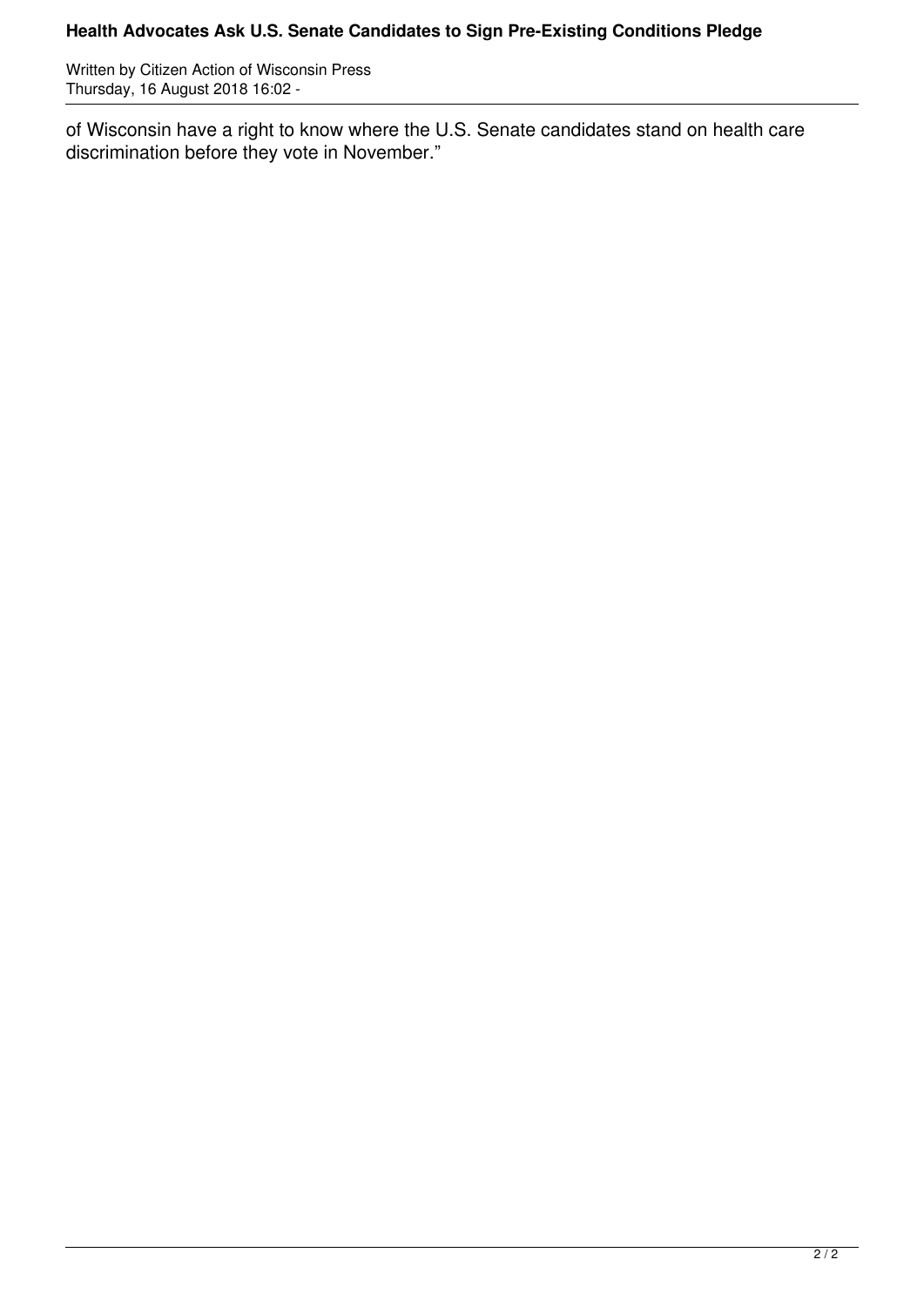of Wisconsin have a right to know where the U.S. Senate candidates stand on health care discrimination before they vote in November."